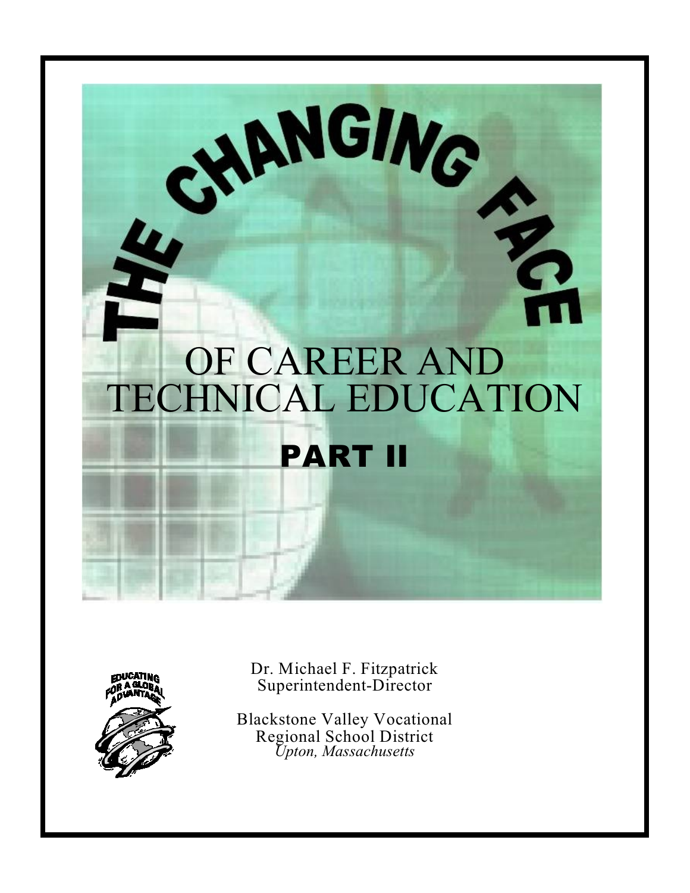# THE CHANGING FACE OF CAREER AND TECHNICAL EDUCATION

## PART II

EDUCATING FOR A GLOBAL ADVANTAGE

Dr. Michael F. Fitzpatrick
Superintendent-Director

Blackstone Valley Vocational
Regional School District
*Upton, Massachusetts*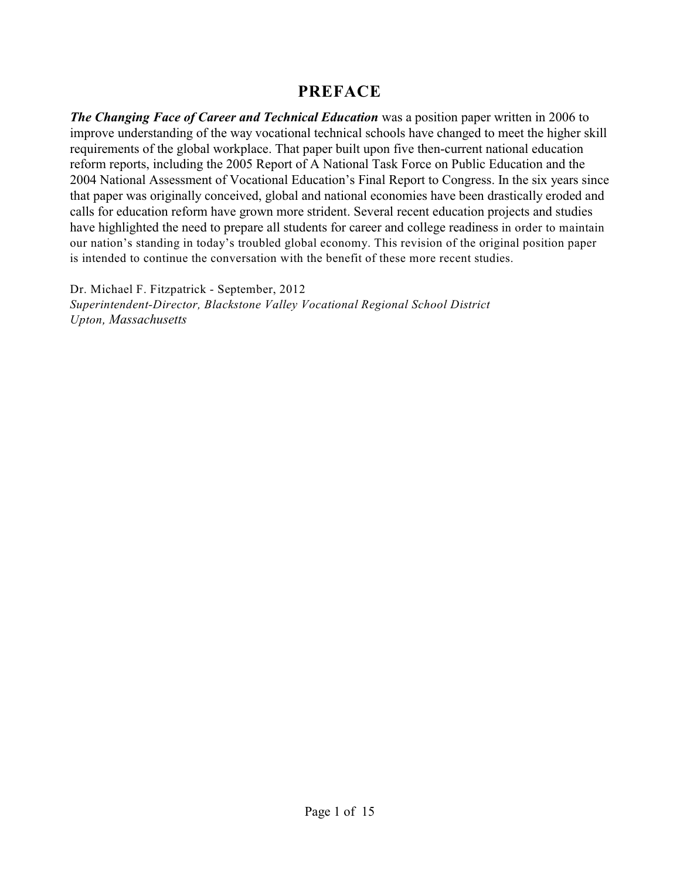# PREFACE

***The Changing Face of Career and Technical Education*** was a position paper written in 2006 to improve understanding of the way vocational technical schools have changed to meet the higher skill requirements of the global workplace. That paper built upon five then-current national education reform reports, including the 2005 Report of A National Task Force on Public Education and the 2004 National Assessment of Vocational Education's Final Report to Congress. In the six years since that paper was originally conceived, global and national economies have been drastically eroded and calls for education reform have grown more strident. Several recent education projects and studies have highlighted the need to prepare all students for career and college readiness in order to maintain our nation's standing in today's troubled global economy. This revision of the original position paper is intended to continue the conversation with the benefit of these more recent studies.

Dr. Michael F. Fitzpatrick - September, 2012
*Superintendent-Director, Blackstone Valley Vocational Regional School District*
*Upton, Massachusetts*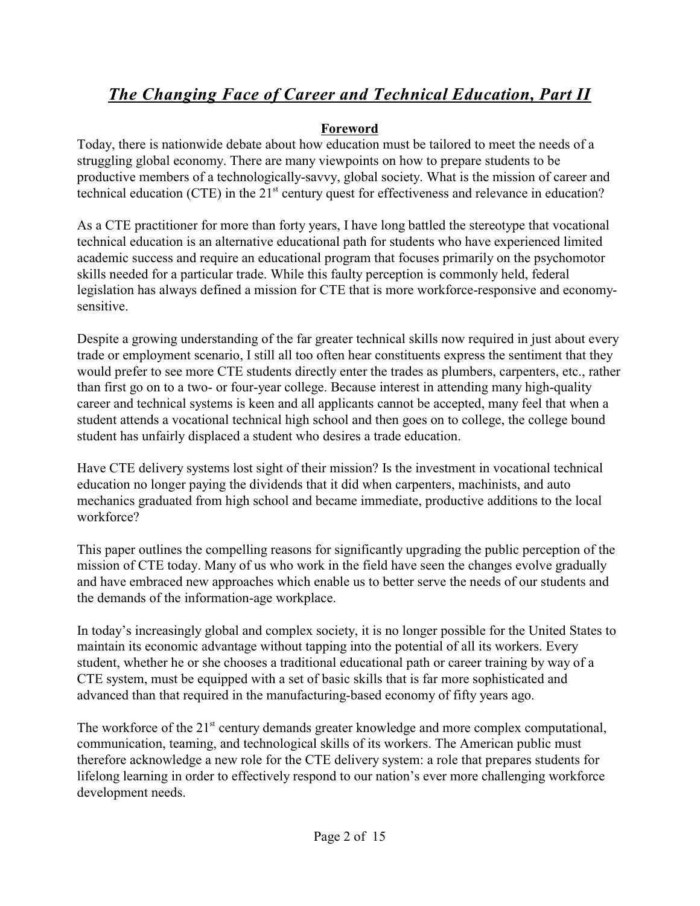# ***The Changing Face of Career and Technical Education, Part II***

## **Foreword**

Today, there is nationwide debate about how education must be tailored to meet the needs of a struggling global economy. There are many viewpoints on how to prepare students to be productive members of a technologically-savvy, global society. What is the mission of career and technical education (CTE) in the 21st century quest for effectiveness and relevance in education?

As a CTE practitioner for more than forty years, I have long battled the stereotype that vocational technical education is an alternative educational path for students who have experienced limited academic success and require an educational program that focuses primarily on the psychomotor skills needed for a particular trade. While this faulty perception is commonly held, federal legislation has always defined a mission for CTE that is more workforce-responsive and economy-sensitive.

Despite a growing understanding of the far greater technical skills now required in just about every trade or employment scenario, I still all too often hear constituents express the sentiment that they would prefer to see more CTE students directly enter the trades as plumbers, carpenters, etc., rather than first go on to a two- or four-year college. Because interest in attending many high-quality career and technical systems is keen and all applicants cannot be accepted, many feel that when a student attends a vocational technical high school and then goes on to college, the college bound student has unfairly displaced a student who desires a trade education.

Have CTE delivery systems lost sight of their mission? Is the investment in vocational technical education no longer paying the dividends that it did when carpenters, machinists, and auto mechanics graduated from high school and became immediate, productive additions to the local workforce?

This paper outlines the compelling reasons for significantly upgrading the public perception of the mission of CTE today. Many of us who work in the field have seen the changes evolve gradually and have embraced new approaches which enable us to better serve the needs of our students and the demands of the information-age workplace.

In today's increasingly global and complex society, it is no longer possible for the United States to maintain its economic advantage without tapping into the potential of all its workers. Every student, whether he or she chooses a traditional educational path or career training by way of a CTE system, must be equipped with a set of basic skills that is far more sophisticated and advanced than that required in the manufacturing-based economy of fifty years ago.

The workforce of the 21st century demands greater knowledge and more complex computational, communication, teaming, and technological skills of its workers. The American public must therefore acknowledge a new role for the CTE delivery system: a role that prepares students for lifelong learning in order to effectively respond to our nation's ever more challenging workforce development needs.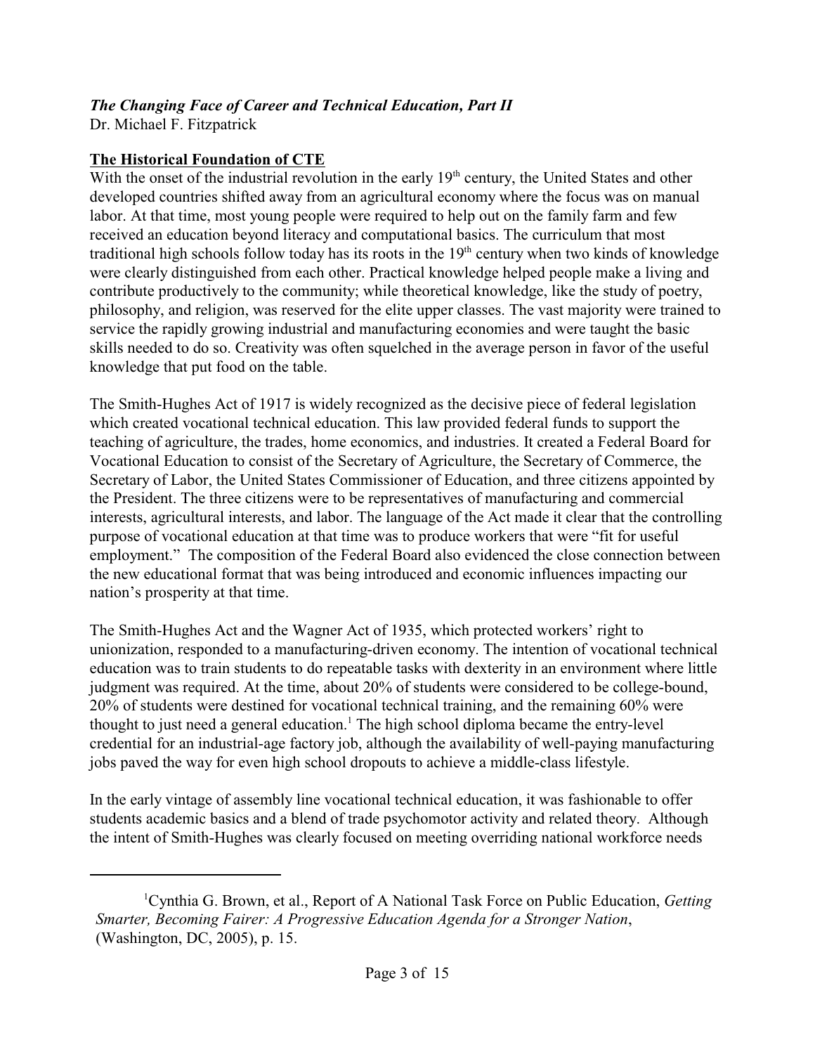*The Changing Face of Career and Technical Education, Part II*
Dr. Michael F. Fitzpatrick

## The Historical Foundation of CTE

With the onset of the industrial revolution in the early 19th century, the United States and other developed countries shifted away from an agricultural economy where the focus was on manual labor. At that time, most young people were required to help out on the family farm and few received an education beyond literacy and computational basics. The curriculum that most traditional high schools follow today has its roots in the 19th century when two kinds of knowledge were clearly distinguished from each other. Practical knowledge helped people make a living and contribute productively to the community; while theoretical knowledge, like the study of poetry, philosophy, and religion, was reserved for the elite upper classes. The vast majority were trained to service the rapidly growing industrial and manufacturing economies and were taught the basic skills needed to do so. Creativity was often squelched in the average person in favor of the useful knowledge that put food on the table.

The Smith-Hughes Act of 1917 is widely recognized as the decisive piece of federal legislation which created vocational technical education. This law provided federal funds to support the teaching of agriculture, the trades, home economics, and industries. It created a Federal Board for Vocational Education to consist of the Secretary of Agriculture, the Secretary of Commerce, the Secretary of Labor, the United States Commissioner of Education, and three citizens appointed by the President. The three citizens were to be representatives of manufacturing and commercial interests, agricultural interests, and labor. The language of the Act made it clear that the controlling purpose of vocational education at that time was to produce workers that were "fit for useful employment." The composition of the Federal Board also evidenced the close connection between the new educational format that was being introduced and economic influences impacting our nation's prosperity at that time.

The Smith-Hughes Act and the Wagner Act of 1935, which protected workers' right to unionization, responded to a manufacturing-driven economy. The intention of vocational technical education was to train students to do repeatable tasks with dexterity in an environment where little judgment was required. At the time, about 20% of students were considered to be college-bound, 20% of students were destined for vocational technical training, and the remaining 60% were thought to just need a general education.[1] The high school diploma became the entry-level credential for an industrial-age factory job, although the availability of well-paying manufacturing jobs paved the way for even high school dropouts to achieve a middle-class lifestyle.

In the early vintage of assembly line vocational technical education, it was fashionable to offer students academic basics and a blend of trade psychomotor activity and related theory. Although the intent of Smith-Hughes was clearly focused on meeting overriding national workforce needs

---

[1] Cynthia G. Brown, et al., Report of A National Task Force on Public Education, *Getting Smarter, Becoming Fairer: A Progressive Education Agenda for a Stronger Nation*, (Washington, DC, 2005), p. 15.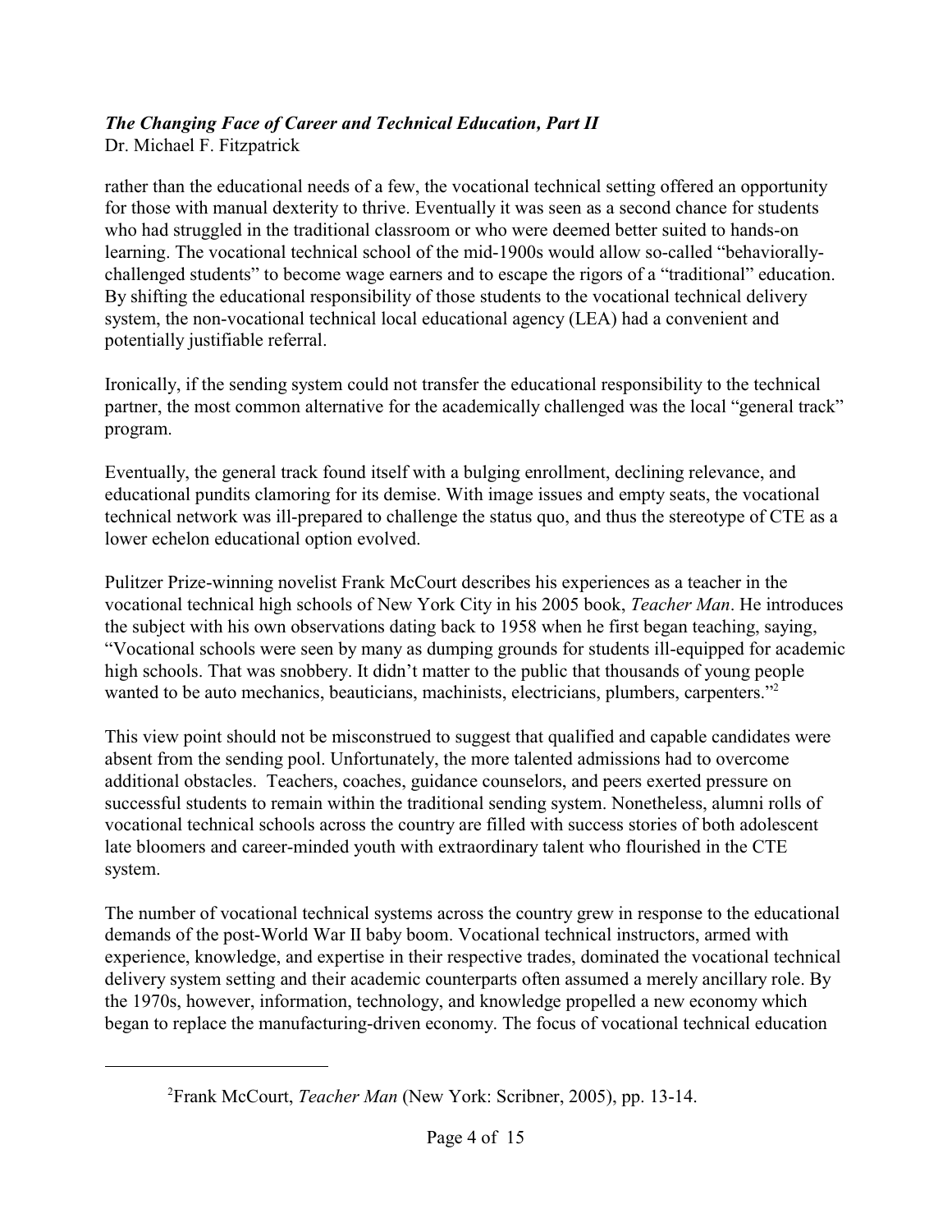rather than the educational needs of a few, the vocational technical setting offered an opportunity for those with manual dexterity to thrive. Eventually it was seen as a second chance for students who had struggled in the traditional classroom or who were deemed better suited to hands-on learning. The vocational technical school of the mid-1900s would allow so-called "behaviorally-challenged students" to become wage earners and to escape the rigors of a "traditional" education. By shifting the educational responsibility of those students to the vocational technical delivery system, the non-vocational technical local educational agency (LEA) had a convenient and potentially justifiable referral.

Ironically, if the sending system could not transfer the educational responsibility to the technical partner, the most common alternative for the academically challenged was the local "general track" program.

Eventually, the general track found itself with a bulging enrollment, declining relevance, and educational pundits clamoring for its demise. With image issues and empty seats, the vocational technical network was ill-prepared to challenge the status quo, and thus the stereotype of CTE as a lower echelon educational option evolved.

Pulitzer Prize-winning novelist Frank McCourt describes his experiences as a teacher in the vocational technical high schools of New York City in his 2005 book, *Teacher Man*. He introduces the subject with his own observations dating back to 1958 when he first began teaching, saying, "Vocational schools were seen by many as dumping grounds for students ill-equipped for academic high schools. That was snobbery. It didn't matter to the public that thousands of young people wanted to be auto mechanics, beauticians, machinists, electricians, plumbers, carpenters."[2]

This view point should not be misconstrued to suggest that qualified and capable candidates were absent from the sending pool. Unfortunately, the more talented admissions had to overcome additional obstacles. Teachers, coaches, guidance counselors, and peers exerted pressure on successful students to remain within the traditional sending system. Nonetheless, alumni rolls of vocational technical schools across the country are filled with success stories of both adolescent late bloomers and career-minded youth with extraordinary talent who flourished in the CTE system.

The number of vocational technical systems across the country grew in response to the educational demands of the post-World War II baby boom. Vocational technical instructors, armed with experience, knowledge, and expertise in their respective trades, dominated the vocational technical delivery system setting and their academic counterparts often assumed a merely ancillary role. By the 1970s, however, information, technology, and knowledge propelled a new economy which began to replace the manufacturing-driven economy. The focus of vocational technical education

[2] Frank McCourt, *Teacher Man* (New York: Scribner, 2005), pp. 13-14.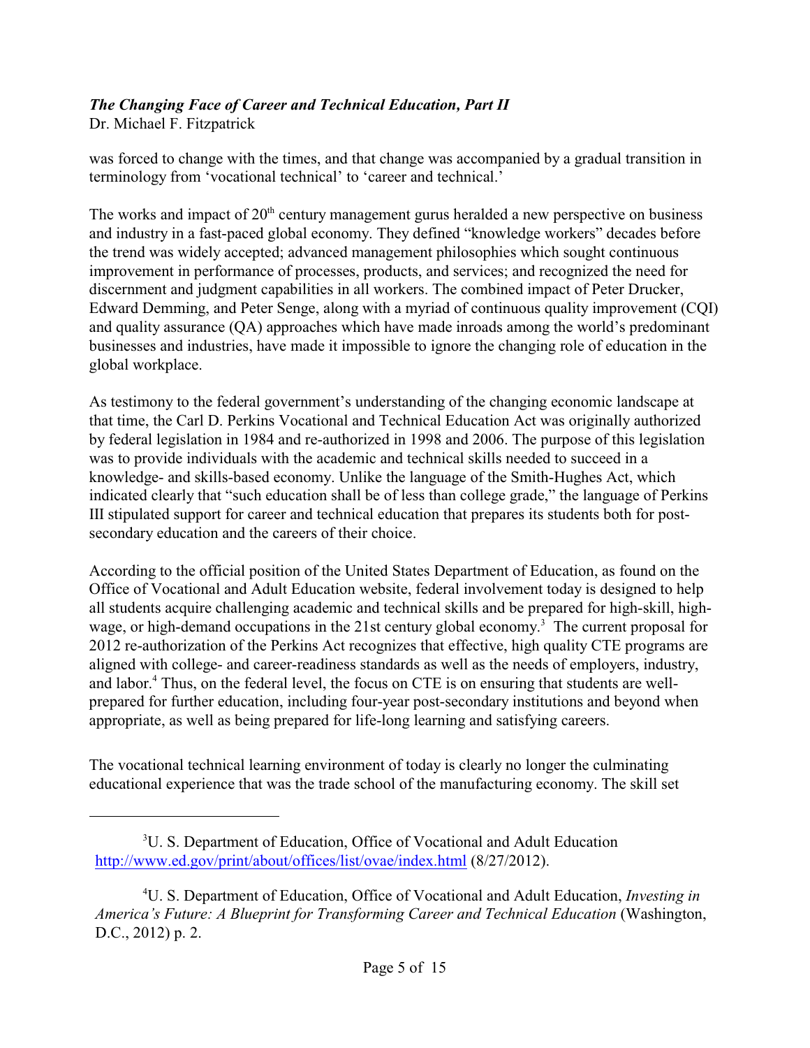was forced to change with the times, and that change was accompanied by a gradual transition in terminology from 'vocational technical' to 'career and technical.'

The works and impact of 20th century management gurus heralded a new perspective on business and industry in a fast-paced global economy. They defined "knowledge workers" decades before the trend was widely accepted; advanced management philosophies which sought continuous improvement in performance of processes, products, and services; and recognized the need for discernment and judgment capabilities in all workers. The combined impact of Peter Drucker, Edward Demming, and Peter Senge, along with a myriad of continuous quality improvement (CQI) and quality assurance (QA) approaches which have made inroads among the world's predominant businesses and industries, have made it impossible to ignore the changing role of education in the global workplace.

As testimony to the federal government's understanding of the changing economic landscape at that time, the Carl D. Perkins Vocational and Technical Education Act was originally authorized by federal legislation in 1984 and re-authorized in 1998 and 2006. The purpose of this legislation was to provide individuals with the academic and technical skills needed to succeed in a knowledge- and skills-based economy. Unlike the language of the Smith-Hughes Act, which indicated clearly that "such education shall be of less than college grade," the language of Perkins III stipulated support for career and technical education that prepares its students both for post-secondary education and the careers of their choice.

According to the official position of the United States Department of Education, as found on the Office of Vocational and Adult Education website, federal involvement today is designed to help all students acquire challenging academic and technical skills and be prepared for high-skill, high-wage, or high-demand occupations in the 21st century global economy.[3] The current proposal for 2012 re-authorization of the Perkins Act recognizes that effective, high quality CTE programs are aligned with college- and career-readiness standards as well as the needs of employers, industry, and labor.[4] Thus, on the federal level, the focus on CTE is on ensuring that students are well-prepared for further education, including four-year post-secondary institutions and beyond when appropriate, as well as being prepared for life-long learning and satisfying careers.

The vocational technical learning environment of today is clearly no longer the culminating educational experience that was the trade school of the manufacturing economy. The skill set

---

[3] U. S. Department of Education, Office of Vocational and Adult Education http://www.ed.gov/print/about/offices/list/ovae/index.html (8/27/2012).

[4] U. S. Department of Education, Office of Vocational and Adult Education, *Investing in America's Future: A Blueprint for Transforming Career and Technical Education* (Washington, D.C., 2012) p. 2.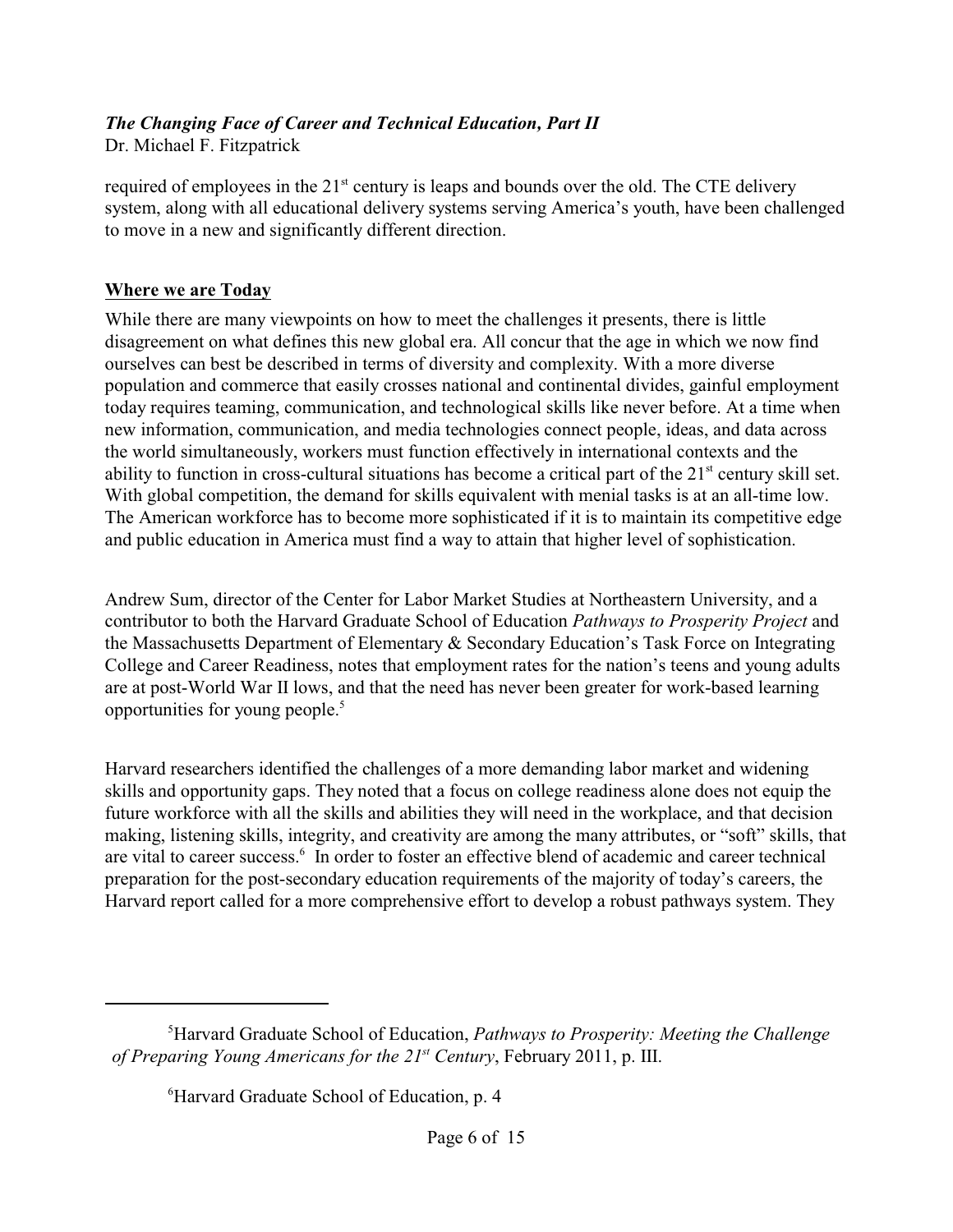required of employees in the 21st century is leaps and bounds over the old. The CTE delivery system, along with all educational delivery systems serving America's youth, have been challenged to move in a new and significantly different direction.

## Where we are Today

While there are many viewpoints on how to meet the challenges it presents, there is little disagreement on what defines this new global era. All concur that the age in which we now find ourselves can best be described in terms of diversity and complexity. With a more diverse population and commerce that easily crosses national and continental divides, gainful employment today requires teaming, communication, and technological skills like never before. At a time when new information, communication, and media technologies connect people, ideas, and data across the world simultaneously, workers must function effectively in international contexts and the ability to function in cross-cultural situations has become a critical part of the 21st century skill set. With global competition, the demand for skills equivalent with menial tasks is at an all-time low. The American workforce has to become more sophisticated if it is to maintain its competitive edge and public education in America must find a way to attain that higher level of sophistication.

Andrew Sum, director of the Center for Labor Market Studies at Northeastern University, and a contributor to both the Harvard Graduate School of Education *Pathways to Prosperity Project* and the Massachusetts Department of Elementary & Secondary Education's Task Force on Integrating College and Career Readiness, notes that employment rates for the nation's teens and young adults are at post-World War II lows, and that the need has never been greater for work-based learning opportunities for young people.[5]

Harvard researchers identified the challenges of a more demanding labor market and widening skills and opportunity gaps. They noted that a focus on college readiness alone does not equip the future workforce with all the skills and abilities they will need in the workplace, and that decision making, listening skills, integrity, and creativity are among the many attributes, or "soft" skills, that are vital to career success.[6] In order to foster an effective blend of academic and career technical preparation for the post-secondary education requirements of the majority of today's careers, the Harvard report called for a more comprehensive effort to develop a robust pathways system. They

---

[5] Harvard Graduate School of Education, *Pathways to Prosperity: Meeting the Challenge of Preparing Young Americans for the 21st Century*, February 2011, p. III.

[6] Harvard Graduate School of Education, p. 4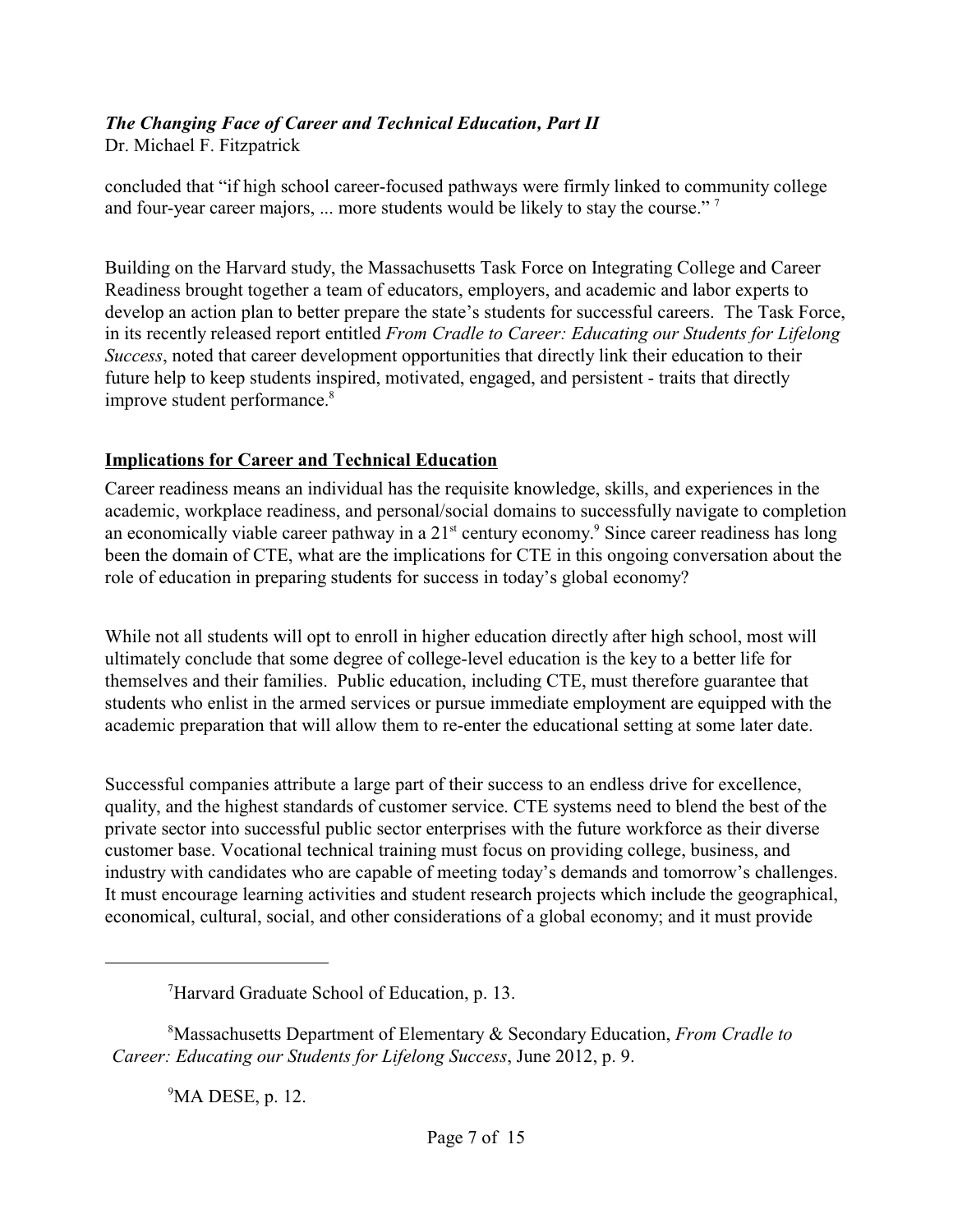concluded that "if high school career-focused pathways were firmly linked to community college and four-year career majors, ... more students would be likely to stay the course." [7]

Building on the Harvard study, the Massachusetts Task Force on Integrating College and Career Readiness brought together a team of educators, employers, and academic and labor experts to develop an action plan to better prepare the state's students for successful careers. The Task Force, in its recently released report entitled *From Cradle to Career: Educating our Students for Lifelong Success*, noted that career development opportunities that directly link their education to their future help to keep students inspired, motivated, engaged, and persistent - traits that directly improve student performance.[8]

## Implications for Career and Technical Education

Career readiness means an individual has the requisite knowledge, skills, and experiences in the academic, workplace readiness, and personal/social domains to successfully navigate to completion an economically viable career pathway in a 21st century economy.[9] Since career readiness has long been the domain of CTE, what are the implications for CTE in this ongoing conversation about the role of education in preparing students for success in today's global economy?

While not all students will opt to enroll in higher education directly after high school, most will ultimately conclude that some degree of college-level education is the key to a better life for themselves and their families. Public education, including CTE, must therefore guarantee that students who enlist in the armed services or pursue immediate employment are equipped with the academic preparation that will allow them to re-enter the educational setting at some later date.

Successful companies attribute a large part of their success to an endless drive for excellence, quality, and the highest standards of customer service. CTE systems need to blend the best of the private sector into successful public sector enterprises with the future workforce as their diverse customer base. Vocational technical training must focus on providing college, business, and industry with candidates who are capable of meeting today's demands and tomorrow's challenges. It must encourage learning activities and student research projects which include the geographical, economical, cultural, social, and other considerations of a global economy; and it must provide

---

[7] Harvard Graduate School of Education, p. 13.

[8] Massachusetts Department of Elementary & Secondary Education, *From Cradle to Career: Educating our Students for Lifelong Success*, June 2012, p. 9.

[9] MA DESE, p. 12.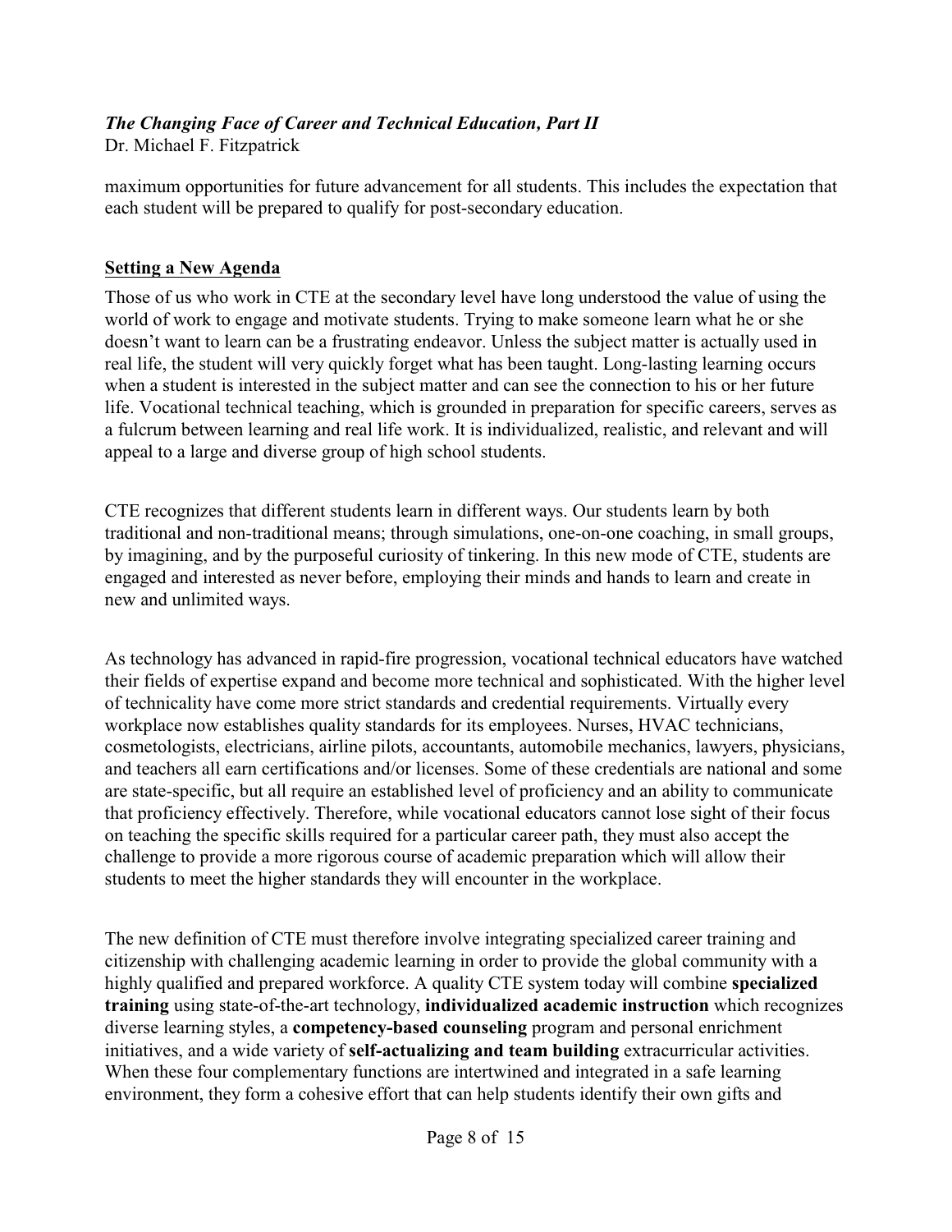maximum opportunities for future advancement for all students. This includes the expectation that each student will be prepared to qualify for post-secondary education.

## Setting a New Agenda

Those of us who work in CTE at the secondary level have long understood the value of using the world of work to engage and motivate students. Trying to make someone learn what he or she doesn't want to learn can be a frustrating endeavor. Unless the subject matter is actually used in real life, the student will very quickly forget what has been taught. Long-lasting learning occurs when a student is interested in the subject matter and can see the connection to his or her future life. Vocational technical teaching, which is grounded in preparation for specific careers, serves as a fulcrum between learning and real life work. It is individualized, realistic, and relevant and will appeal to a large and diverse group of high school students.

CTE recognizes that different students learn in different ways. Our students learn by both traditional and non-traditional means; through simulations, one-on-one coaching, in small groups, by imagining, and by the purposeful curiosity of tinkering. In this new mode of CTE, students are engaged and interested as never before, employing their minds and hands to learn and create in new and unlimited ways.

As technology has advanced in rapid-fire progression, vocational technical educators have watched their fields of expertise expand and become more technical and sophisticated. With the higher level of technicality have come more strict standards and credential requirements. Virtually every workplace now establishes quality standards for its employees. Nurses, HVAC technicians, cosmetologists, electricians, airline pilots, accountants, automobile mechanics, lawyers, physicians, and teachers all earn certifications and/or licenses. Some of these credentials are national and some are state-specific, but all require an established level of proficiency and an ability to communicate that proficiency effectively. Therefore, while vocational educators cannot lose sight of their focus on teaching the specific skills required for a particular career path, they must also accept the challenge to provide a more rigorous course of academic preparation which will allow their students to meet the higher standards they will encounter in the workplace.

The new definition of CTE must therefore involve integrating specialized career training and citizenship with challenging academic learning in order to provide the global community with a highly qualified and prepared workforce. A quality CTE system today will combine **specialized training** using state-of-the-art technology, **individualized academic instruction** which recognizes diverse learning styles, a **competency-based counseling** program and personal enrichment initiatives, and a wide variety of **self-actualizing and team building** extracurricular activities. When these four complementary functions are intertwined and integrated in a safe learning environment, they form a cohesive effort that can help students identify their own gifts and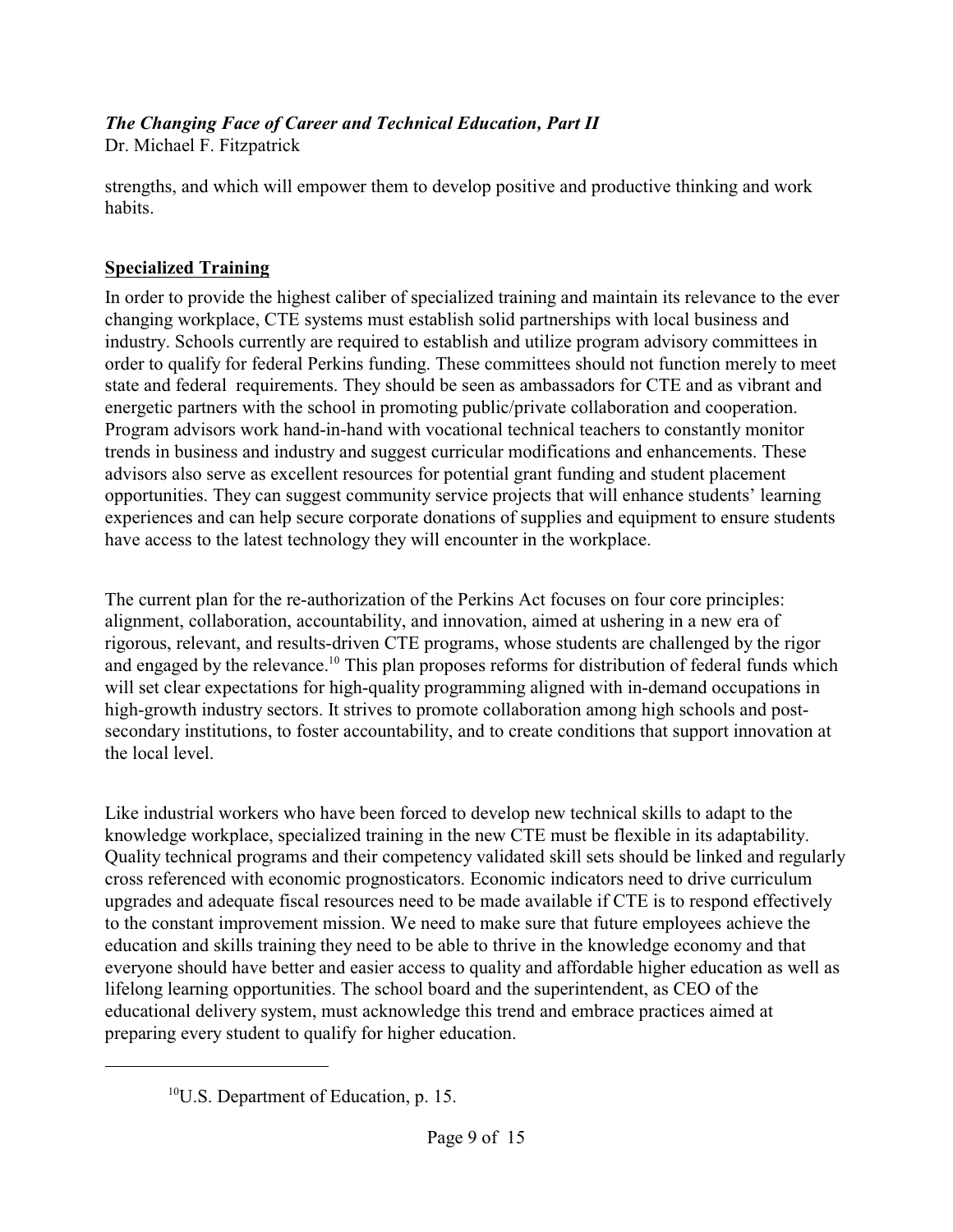strengths, and which will empower them to develop positive and productive thinking and work habits.

## Specialized Training

In order to provide the highest caliber of specialized training and maintain its relevance to the ever changing workplace, CTE systems must establish solid partnerships with local business and industry. Schools currently are required to establish and utilize program advisory committees in order to qualify for federal Perkins funding. These committees should not function merely to meet state and federal requirements. They should be seen as ambassadors for CTE and as vibrant and energetic partners with the school in promoting public/private collaboration and cooperation. Program advisors work hand-in-hand with vocational technical teachers to constantly monitor trends in business and industry and suggest curricular modifications and enhancements. These advisors also serve as excellent resources for potential grant funding and student placement opportunities. They can suggest community service projects that will enhance students' learning experiences and can help secure corporate donations of supplies and equipment to ensure students have access to the latest technology they will encounter in the workplace.

The current plan for the re-authorization of the Perkins Act focuses on four core principles: alignment, collaboration, accountability, and innovation, aimed at ushering in a new era of rigorous, relevant, and results-driven CTE programs, whose students are challenged by the rigor and engaged by the relevance.[10] This plan proposes reforms for distribution of federal funds which will set clear expectations for high-quality programming aligned with in-demand occupations in high-growth industry sectors. It strives to promote collaboration among high schools and post-secondary institutions, to foster accountability, and to create conditions that support innovation at the local level.

Like industrial workers who have been forced to develop new technical skills to adapt to the knowledge workplace, specialized training in the new CTE must be flexible in its adaptability. Quality technical programs and their competency validated skill sets should be linked and regularly cross referenced with economic prognosticators. Economic indicators need to drive curriculum upgrades and adequate fiscal resources need to be made available if CTE is to respond effectively to the constant improvement mission. We need to make sure that future employees achieve the education and skills training they need to be able to thrive in the knowledge economy and that everyone should have better and easier access to quality and affordable higher education as well as lifelong learning opportunities. The school board and the superintendent, as CEO of the educational delivery system, must acknowledge this trend and embrace practices aimed at preparing every student to qualify for higher education.

---

[10] U.S. Department of Education, p. 15.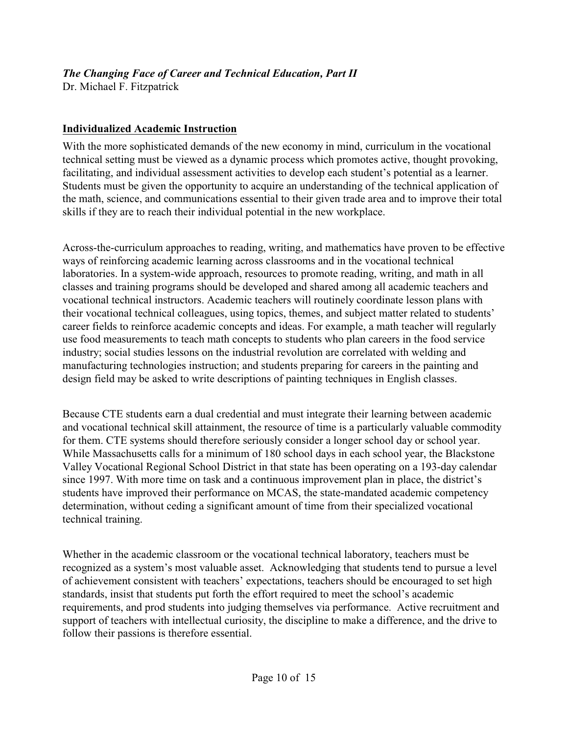*The Changing Face of Career and Technical Education, Part II*
Dr. Michael F. Fitzpatrick

## Individualized Academic Instruction

With the more sophisticated demands of the new economy in mind, curriculum in the vocational technical setting must be viewed as a dynamic process which promotes active, thought provoking, facilitating, and individual assessment activities to develop each student's potential as a learner. Students must be given the opportunity to acquire an understanding of the technical application of the math, science, and communications essential to their given trade area and to improve their total skills if they are to reach their individual potential in the new workplace.

Across-the-curriculum approaches to reading, writing, and mathematics have proven to be effective ways of reinforcing academic learning across classrooms and in the vocational technical laboratories. In a system-wide approach, resources to promote reading, writing, and math in all classes and training programs should be developed and shared among all academic teachers and vocational technical instructors. Academic teachers will routinely coordinate lesson plans with their vocational technical colleagues, using topics, themes, and subject matter related to students' career fields to reinforce academic concepts and ideas. For example, a math teacher will regularly use food measurements to teach math concepts to students who plan careers in the food service industry; social studies lessons on the industrial revolution are correlated with welding and manufacturing technologies instruction; and students preparing for careers in the painting and design field may be asked to write descriptions of painting techniques in English classes.

Because CTE students earn a dual credential and must integrate their learning between academic and vocational technical skill attainment, the resource of time is a particularly valuable commodity for them. CTE systems should therefore seriously consider a longer school day or school year. While Massachusetts calls for a minimum of 180 school days in each school year, the Blackstone Valley Vocational Regional School District in that state has been operating on a 193-day calendar since 1997. With more time on task and a continuous improvement plan in place, the district's students have improved their performance on MCAS, the state-mandated academic competency determination, without ceding a significant amount of time from their specialized vocational technical training.

Whether in the academic classroom or the vocational technical laboratory, teachers must be recognized as a system's most valuable asset. Acknowledging that students tend to pursue a level of achievement consistent with teachers' expectations, teachers should be encouraged to set high standards, insist that students put forth the effort required to meet the school's academic requirements, and prod students into judging themselves via performance. Active recruitment and support of teachers with intellectual curiosity, the discipline to make a difference, and the drive to follow their passions is therefore essential.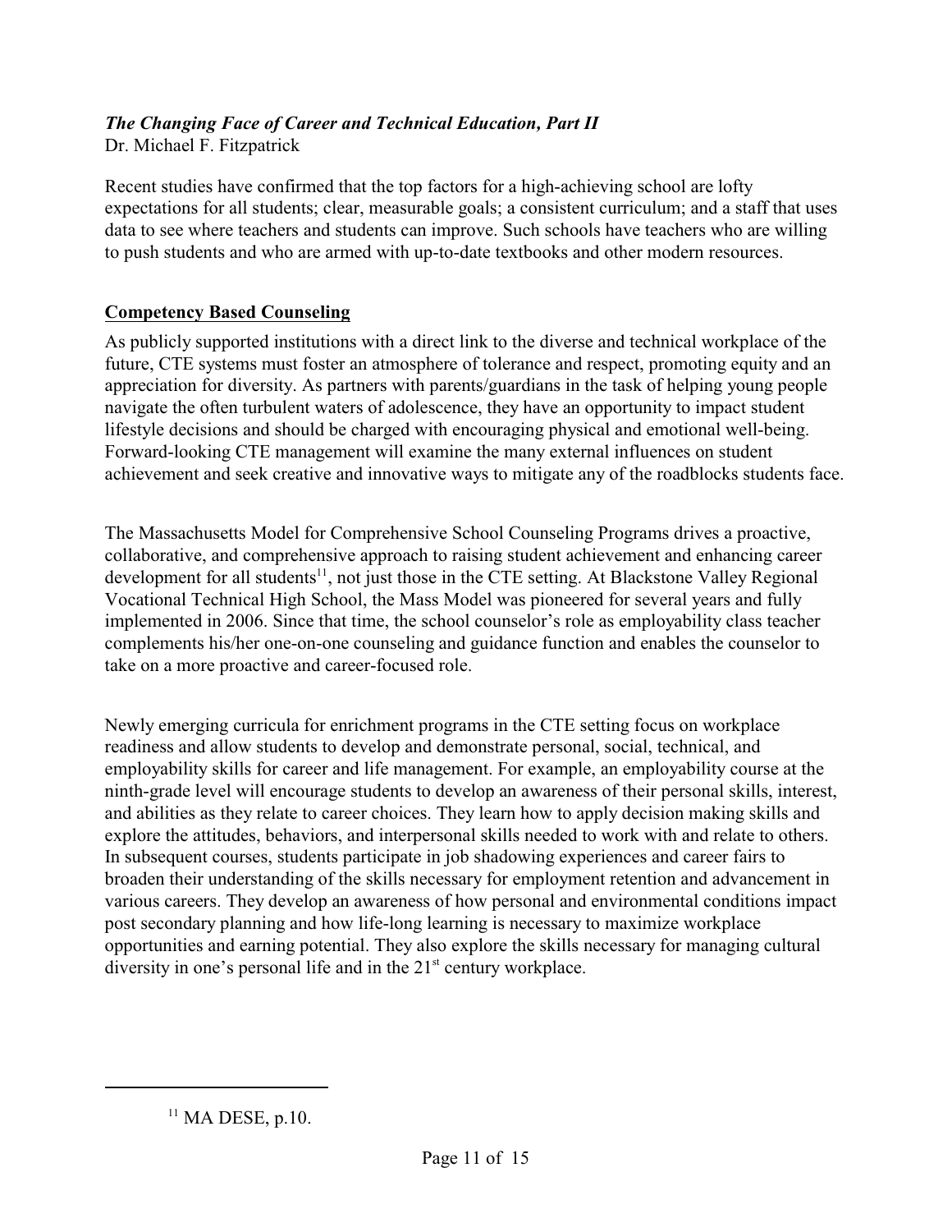*The Changing Face of Career and Technical Education, Part II*
Dr. Michael F. Fitzpatrick

Recent studies have confirmed that the top factors for a high-achieving school are lofty expectations for all students; clear, measurable goals; a consistent curriculum; and a staff that uses data to see where teachers and students can improve. Such schools have teachers who are willing to push students and who are armed with up-to-date textbooks and other modern resources.

## Competency Based Counseling

As publicly supported institutions with a direct link to the diverse and technical workplace of the future, CTE systems must foster an atmosphere of tolerance and respect, promoting equity and an appreciation for diversity. As partners with parents/guardians in the task of helping young people navigate the often turbulent waters of adolescence, they have an opportunity to impact student lifestyle decisions and should be charged with encouraging physical and emotional well-being. Forward-looking CTE management will examine the many external influences on student achievement and seek creative and innovative ways to mitigate any of the roadblocks students face.

The Massachusetts Model for Comprehensive School Counseling Programs drives a proactive, collaborative, and comprehensive approach to raising student achievement and enhancing career development for all students[11], not just those in the CTE setting. At Blackstone Valley Regional Vocational Technical High School, the Mass Model was pioneered for several years and fully implemented in 2006. Since that time, the school counselor's role as employability class teacher complements his/her one-on-one counseling and guidance function and enables the counselor to take on a more proactive and career-focused role.

Newly emerging curricula for enrichment programs in the CTE setting focus on workplace readiness and allow students to develop and demonstrate personal, social, technical, and employability skills for career and life management. For example, an employability course at the ninth-grade level will encourage students to develop an awareness of their personal skills, interest, and abilities as they relate to career choices. They learn how to apply decision making skills and explore the attitudes, behaviors, and interpersonal skills needed to work with and relate to others. In subsequent courses, students participate in job shadowing experiences and career fairs to broaden their understanding of the skills necessary for employment retention and advancement in various careers. They develop an awareness of how personal and environmental conditions impact post secondary planning and how life-long learning is necessary to maximize workplace opportunities and earning potential. They also explore the skills necessary for managing cultural diversity in one's personal life and in the 21st century workplace.

---

[11] MA DESE, p.10.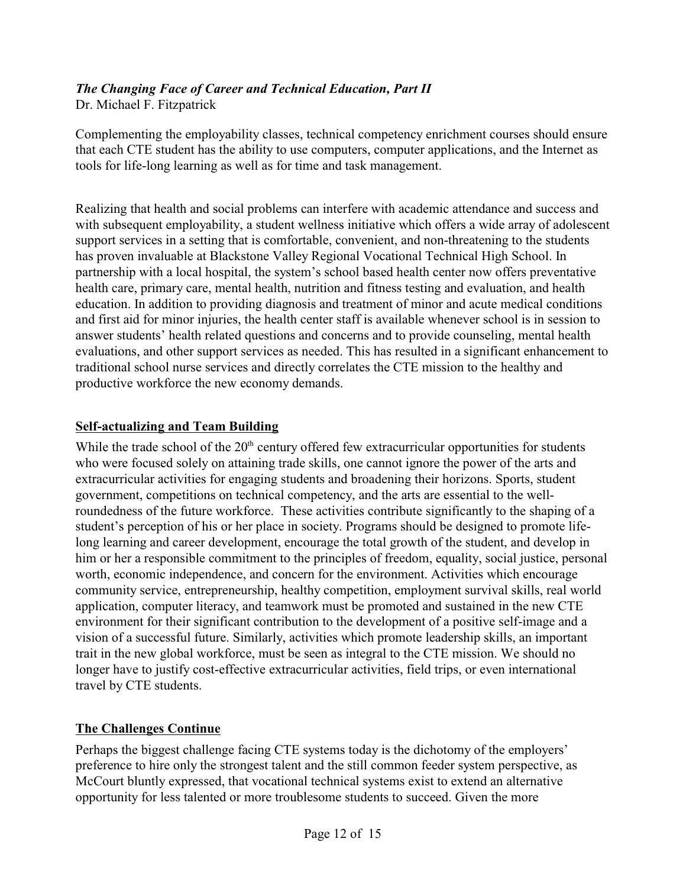*The Changing Face of Career and Technical Education, Part II*
Dr. Michael F. Fitzpatrick

Complementing the employability classes, technical competency enrichment courses should ensure that each CTE student has the ability to use computers, computer applications, and the Internet as tools for life-long learning as well as for time and task management.

Realizing that health and social problems can interfere with academic attendance and success and with subsequent employability, a student wellness initiative which offers a wide array of adolescent support services in a setting that is comfortable, convenient, and non-threatening to the students has proven invaluable at Blackstone Valley Regional Vocational Technical High School. In partnership with a local hospital, the system's school based health center now offers preventative health care, primary care, mental health, nutrition and fitness testing and evaluation, and health education. In addition to providing diagnosis and treatment of minor and acute medical conditions and first aid for minor injuries, the health center staff is available whenever school is in session to answer students' health related questions and concerns and to provide counseling, mental health evaluations, and other support services as needed. This has resulted in a significant enhancement to traditional school nurse services and directly correlates the CTE mission to the healthy and productive workforce the new economy demands.

## Self-actualizing and Team Building

While the trade school of the 20th century offered few extracurricular opportunities for students who were focused solely on attaining trade skills, one cannot ignore the power of the arts and extracurricular activities for engaging students and broadening their horizons. Sports, student government, competitions on technical competency, and the arts are essential to the well-roundedness of the future workforce. These activities contribute significantly to the shaping of a student's perception of his or her place in society. Programs should be designed to promote life-long learning and career development, encourage the total growth of the student, and develop in him or her a responsible commitment to the principles of freedom, equality, social justice, personal worth, economic independence, and concern for the environment. Activities which encourage community service, entrepreneurship, healthy competition, employment survival skills, real world application, computer literacy, and teamwork must be promoted and sustained in the new CTE environment for their significant contribution to the development of a positive self-image and a vision of a successful future. Similarly, activities which promote leadership skills, an important trait in the new global workforce, must be seen as integral to the CTE mission. We should no longer have to justify cost-effective extracurricular activities, field trips, or even international travel by CTE students.

## The Challenges Continue

Perhaps the biggest challenge facing CTE systems today is the dichotomy of the employers' preference to hire only the strongest talent and the still common feeder system perspective, as McCourt bluntly expressed, that vocational technical systems exist to extend an alternative opportunity for less talented or more troublesome students to succeed. Given the more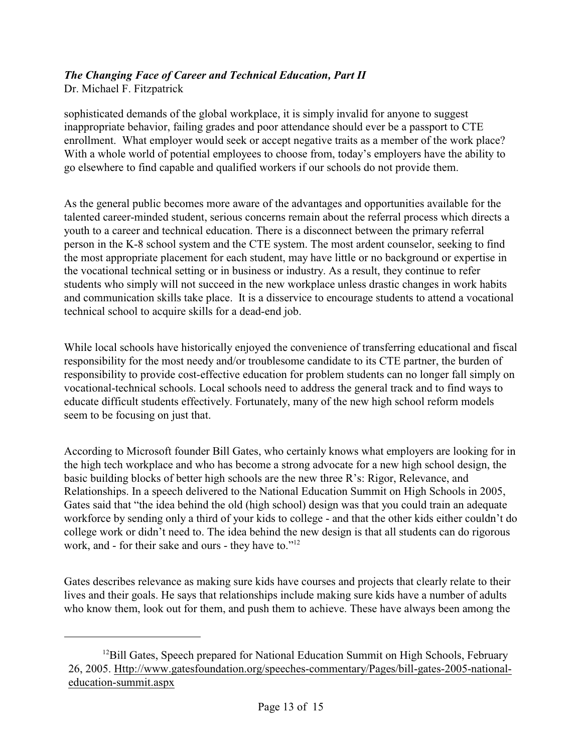sophisticated demands of the global workplace, it is simply invalid for anyone to suggest inappropriate behavior, failing grades and poor attendance should ever be a passport to CTE enrollment. What employer would seek or accept negative traits as a member of the work place? With a whole world of potential employees to choose from, today's employers have the ability to go elsewhere to find capable and qualified workers if our schools do not provide them.

As the general public becomes more aware of the advantages and opportunities available for the talented career-minded student, serious concerns remain about the referral process which directs a youth to a career and technical education. There is a disconnect between the primary referral person in the K-8 school system and the CTE system. The most ardent counselor, seeking to find the most appropriate placement for each student, may have little or no background or expertise in the vocational technical setting or in business or industry. As a result, they continue to refer students who simply will not succeed in the new workplace unless drastic changes in work habits and communication skills take place. It is a disservice to encourage students to attend a vocational technical school to acquire skills for a dead-end job.

While local schools have historically enjoyed the convenience of transferring educational and fiscal responsibility for the most needy and/or troublesome candidate to its CTE partner, the burden of responsibility to provide cost-effective education for problem students can no longer fall simply on vocational-technical schools. Local schools need to address the general track and to find ways to educate difficult students effectively. Fortunately, many of the new high school reform models seem to be focusing on just that.

According to Microsoft founder Bill Gates, who certainly knows what employers are looking for in the high tech workplace and who has become a strong advocate for a new high school design, the basic building blocks of better high schools are the new three R's: Rigor, Relevance, and Relationships. In a speech delivered to the National Education Summit on High Schools in 2005, Gates said that "the idea behind the old (high school) design was that you could train an adequate workforce by sending only a third of your kids to college - and that the other kids either couldn't do college work or didn't need to. The idea behind the new design is that all students can do rigorous work, and - for their sake and ours - they have to."[12]

Gates describes relevance as making sure kids have courses and projects that clearly relate to their lives and their goals. He says that relationships include making sure kids have a number of adults who know them, look out for them, and push them to achieve. These have always been among the

---

[12]Bill Gates, Speech prepared for National Education Summit on High Schools, February 26, 2005. Http://www.gatesfoundation.org/speeches-commentary/Pages/bill-gates-2005-national-education-summit.aspx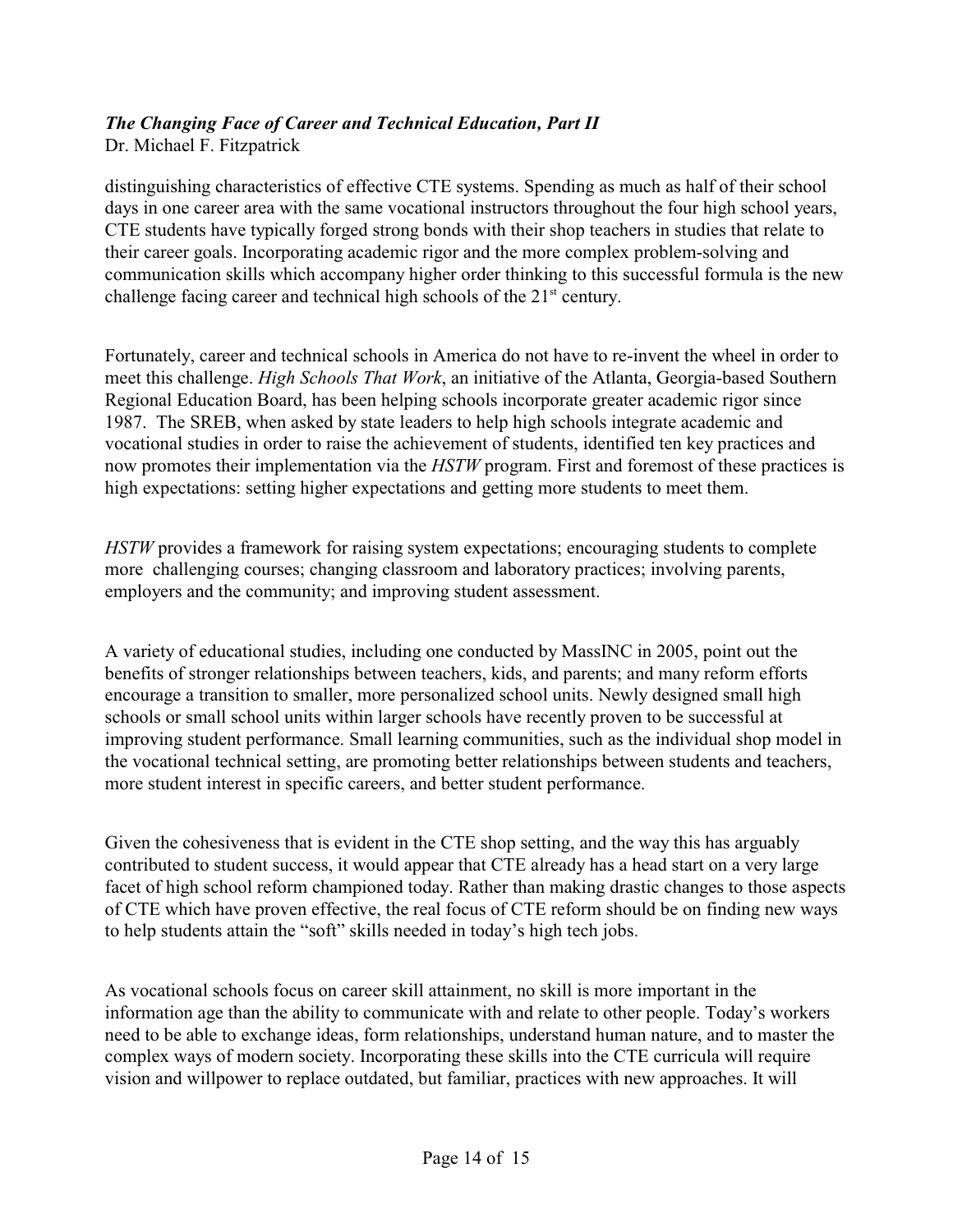distinguishing characteristics of effective CTE systems. Spending as much as half of their school days in one career area with the same vocational instructors throughout the four high school years, CTE students have typically forged strong bonds with their shop teachers in studies that relate to their career goals. Incorporating academic rigor and the more complex problem-solving and communication skills which accompany higher order thinking to this successful formula is the new challenge facing career and technical high schools of the 21st century.

Fortunately, career and technical schools in America do not have to re-invent the wheel in order to meet this challenge. *High Schools That Work*, an initiative of the Atlanta, Georgia-based Southern Regional Education Board, has been helping schools incorporate greater academic rigor since 1987. The SREB, when asked by state leaders to help high schools integrate academic and vocational studies in order to raise the achievement of students, identified ten key practices and now promotes their implementation via the *HSTW* program. First and foremost of these practices is high expectations: setting higher expectations and getting more students to meet them.

*HSTW* provides a framework for raising system expectations; encouraging students to complete more challenging courses; changing classroom and laboratory practices; involving parents, employers and the community; and improving student assessment.

A variety of educational studies, including one conducted by MassINC in 2005, point out the benefits of stronger relationships between teachers, kids, and parents; and many reform efforts encourage a transition to smaller, more personalized school units. Newly designed small high schools or small school units within larger schools have recently proven to be successful at improving student performance. Small learning communities, such as the individual shop model in the vocational technical setting, are promoting better relationships between students and teachers, more student interest in specific careers, and better student performance.

Given the cohesiveness that is evident in the CTE shop setting, and the way this has arguably contributed to student success, it would appear that CTE already has a head start on a very large facet of high school reform championed today. Rather than making drastic changes to those aspects of CTE which have proven effective, the real focus of CTE reform should be on finding new ways to help students attain the "soft" skills needed in today's high tech jobs.

As vocational schools focus on career skill attainment, no skill is more important in the information age than the ability to communicate with and relate to other people. Today's workers need to be able to exchange ideas, form relationships, understand human nature, and to master the complex ways of modern society. Incorporating these skills into the CTE curricula will require vision and willpower to replace outdated, but familiar, practices with new approaches. It will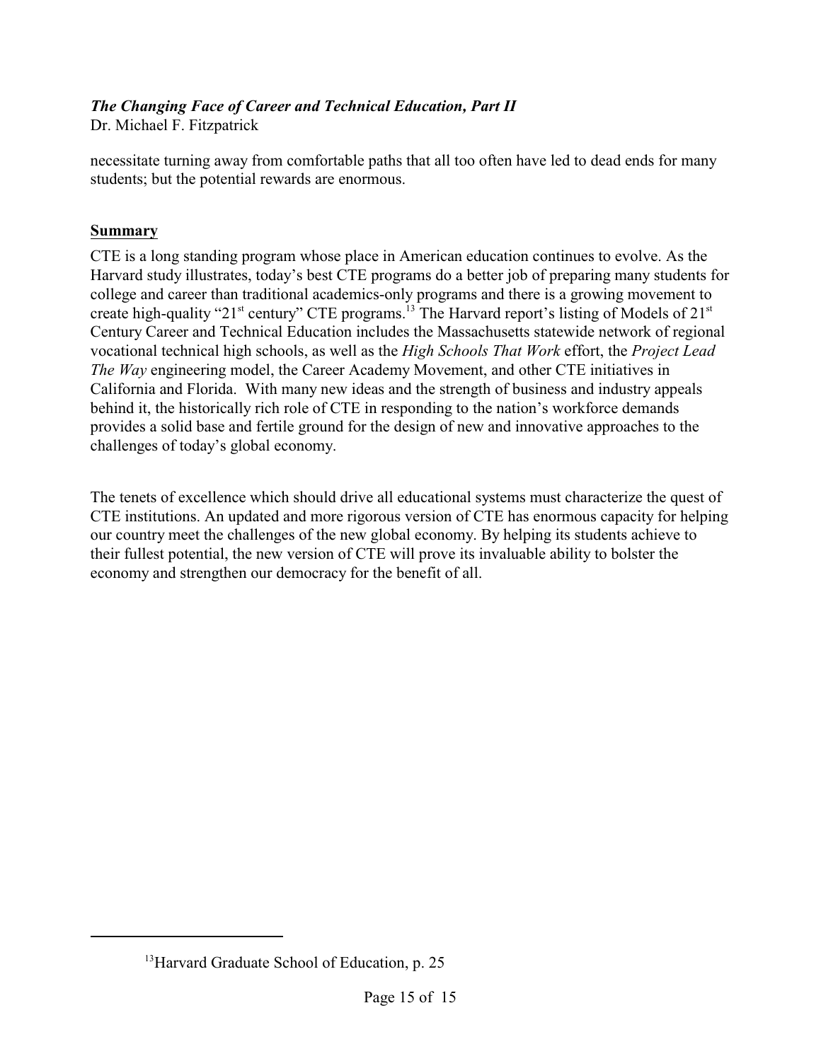necessitate turning away from comfortable paths that all too often have led to dead ends for many students; but the potential rewards are enormous.

## Summary

CTE is a long standing program whose place in American education continues to evolve. As the Harvard study illustrates, today's best CTE programs do a better job of preparing many students for college and career than traditional academics-only programs and there is a growing movement to create high-quality "21st century" CTE programs.[13] The Harvard report's listing of Models of 21st Century Career and Technical Education includes the Massachusetts statewide network of regional vocational technical high schools, as well as the *High Schools That Work* effort, the *Project Lead The Way* engineering model, the Career Academy Movement, and other CTE initiatives in California and Florida. With many new ideas and the strength of business and industry appeals behind it, the historically rich role of CTE in responding to the nation's workforce demands provides a solid base and fertile ground for the design of new and innovative approaches to the challenges of today's global economy.

The tenets of excellence which should drive all educational systems must characterize the quest of CTE institutions. An updated and more rigorous version of CTE has enormous capacity for helping our country meet the challenges of the new global economy. By helping its students achieve to their fullest potential, the new version of CTE will prove its invaluable ability to bolster the economy and strengthen our democracy for the benefit of all.

---

[13] Harvard Graduate School of Education, p. 25